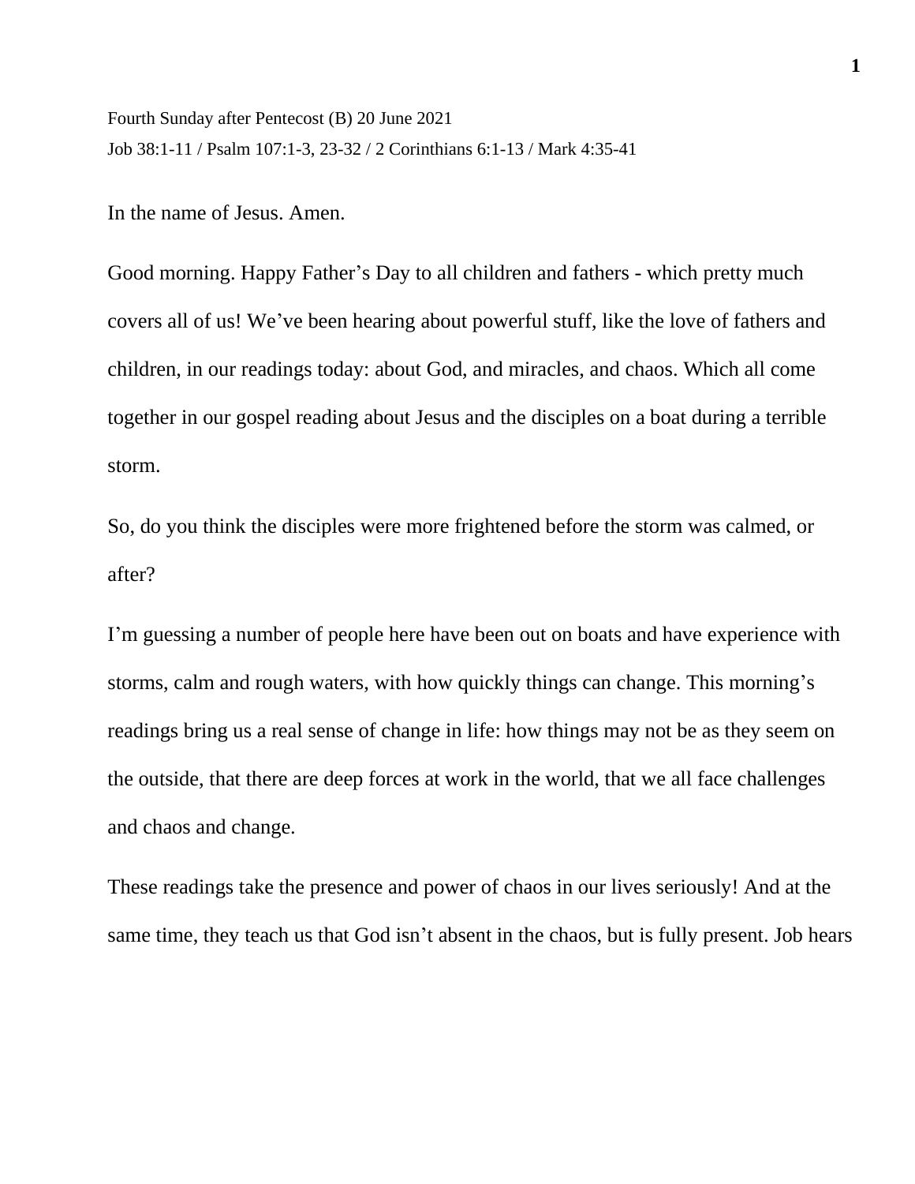Fourth Sunday after Pentecost (B) 20 June 2021
Job 38:1-11 / Psalm 107:1-3, 23-32 / 2 Corinthians 6:1-13 / Mark 4:35-41

In the name of Jesus. Amen.

Good morning. Happy Father's Day to all children and fathers - which pretty much covers all of us! We've been hearing about powerful stuff, like the love of fathers and children, in our readings today: about God, and miracles, and chaos. Which all come together in our gospel reading about Jesus and the disciples on a boat during a terrible storm.

So, do you think the disciples were more frightened before the storm was calmed, or after?

I'm guessing a number of people here have been out on boats and have experience with storms, calm and rough waters, with how quickly things can change. This morning's readings bring us a real sense of change in life: how things may not be as they seem on the outside, that there are deep forces at work in the world, that we all face challenges and chaos and change.

These readings take the presence and power of chaos in our lives seriously! And at the same time, they teach us that God isn't absent in the chaos, but is fully present. Job hears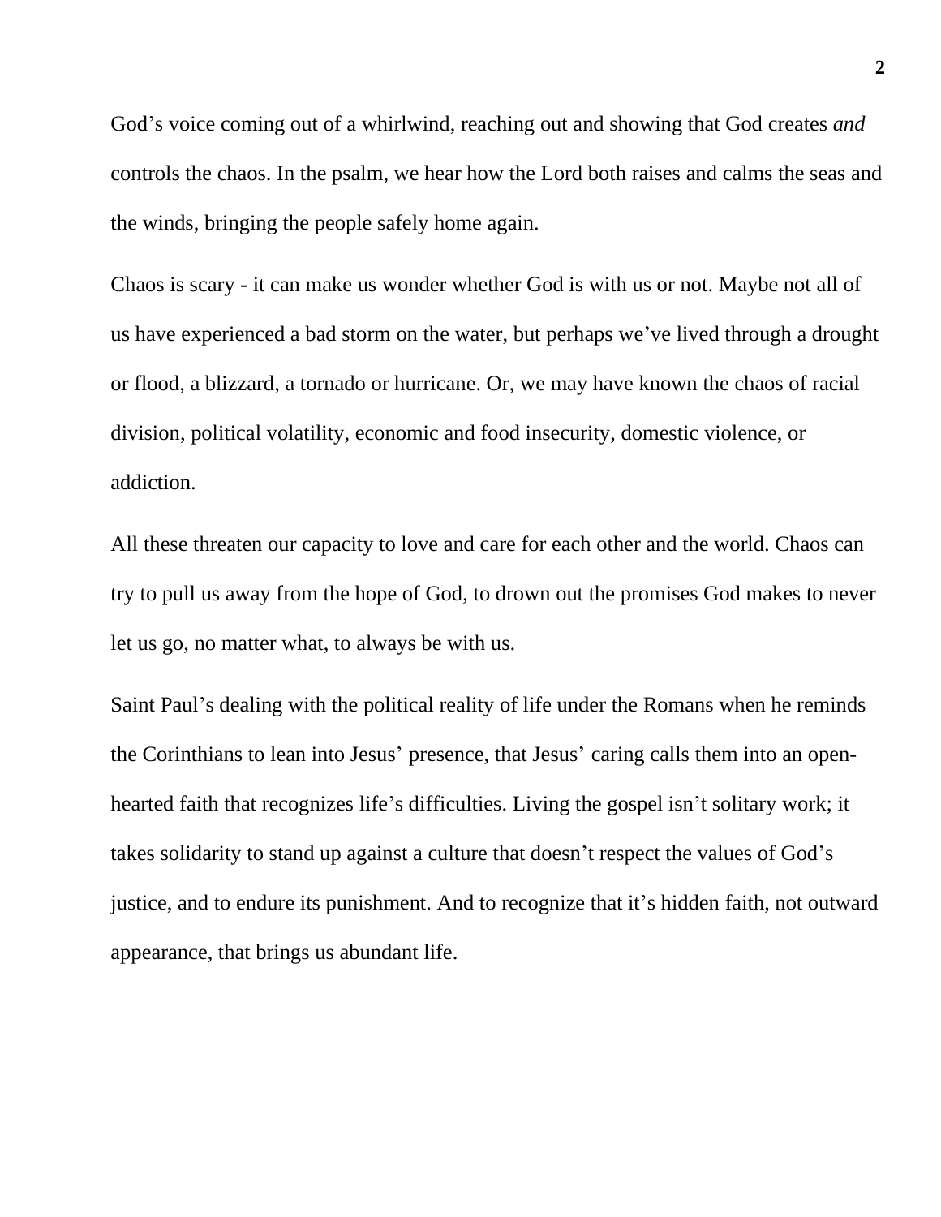God's voice coming out of a whirlwind, reaching out and showing that God creates *and* controls the chaos. In the psalm, we hear how the Lord both raises and calms the seas and the winds, bringing the people safely home again.

Chaos is scary - it can make us wonder whether God is with us or not. Maybe not all of us have experienced a bad storm on the water, but perhaps we've lived through a drought or flood, a blizzard, a tornado or hurricane. Or, we may have known the chaos of racial division, political volatility, economic and food insecurity, domestic violence, or addiction.

All these threaten our capacity to love and care for each other and the world. Chaos can try to pull us away from the hope of God, to drown out the promises God makes to never let us go, no matter what, to always be with us.

Saint Paul's dealing with the political reality of life under the Romans when he reminds the Corinthians to lean into Jesus' presence, that Jesus' caring calls them into an open-hearted faith that recognizes life's difficulties. Living the gospel isn't solitary work; it takes solidarity to stand up against a culture that doesn't respect the values of God's justice, and to endure its punishment. And to recognize that it's hidden faith, not outward appearance, that brings us abundant life.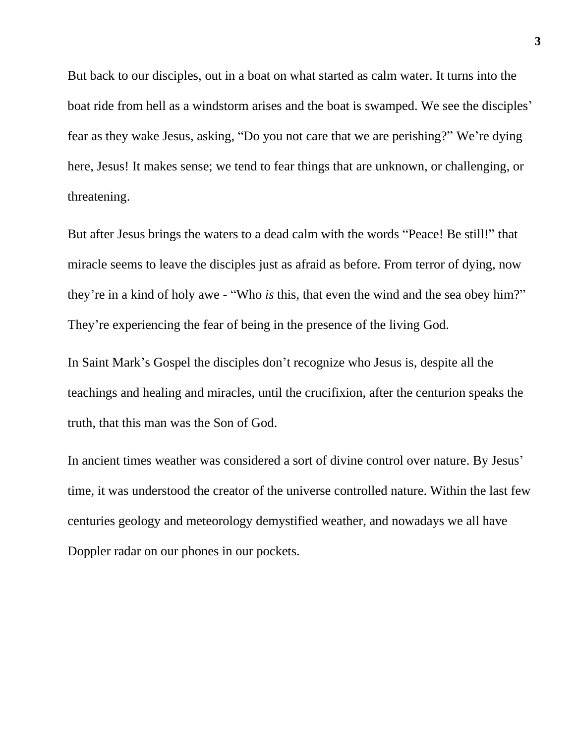But back to our disciples, out in a boat on what started as calm water. It turns into the boat ride from hell as a windstorm arises and the boat is swamped. We see the disciples' fear as they wake Jesus, asking, "Do you not care that we are perishing?" We're dying here, Jesus! It makes sense; we tend to fear things that are unknown, or challenging, or threatening.

But after Jesus brings the waters to a dead calm with the words "Peace! Be still!" that miracle seems to leave the disciples just as afraid as before. From terror of dying, now they're in a kind of holy awe - "Who *is* this, that even the wind and the sea obey him?" They're experiencing the fear of being in the presence of the living God.

In Saint Mark's Gospel the disciples don't recognize who Jesus is, despite all the teachings and healing and miracles, until the crucifixion, after the centurion speaks the truth, that this man was the Son of God.

In ancient times weather was considered a sort of divine control over nature. By Jesus' time, it was understood the creator of the universe controlled nature. Within the last few centuries geology and meteorology demystified weather, and nowadays we all have Doppler radar on our phones in our pockets.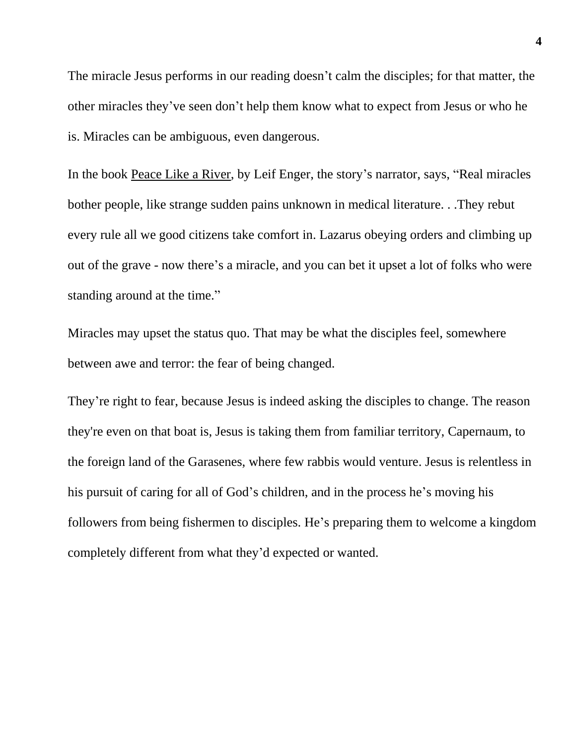The miracle Jesus performs in our reading doesn't calm the disciples; for that matter, the other miracles they've seen don't help them know what to expect from Jesus or who he is. Miracles can be ambiguous, even dangerous.

In the book <u>Peace Like a River</u>, by Leif Enger, the story's narrator, says, "Real miracles bother people, like strange sudden pains unknown in medical literature. . .They rebut every rule all we good citizens take comfort in. Lazarus obeying orders and climbing up out of the grave - now there's a miracle, and you can bet it upset a lot of folks who were standing around at the time."

Miracles may upset the status quo. That may be what the disciples feel, somewhere between awe and terror: the fear of being changed.

They're right to fear, because Jesus is indeed asking the disciples to change. The reason they're even on that boat is, Jesus is taking them from familiar territory, Capernaum, to the foreign land of the Garasenes, where few rabbis would venture. Jesus is relentless in his pursuit of caring for all of God's children, and in the process he's moving his followers from being fishermen to disciples. He's preparing them to welcome a kingdom completely different from what they'd expected or wanted.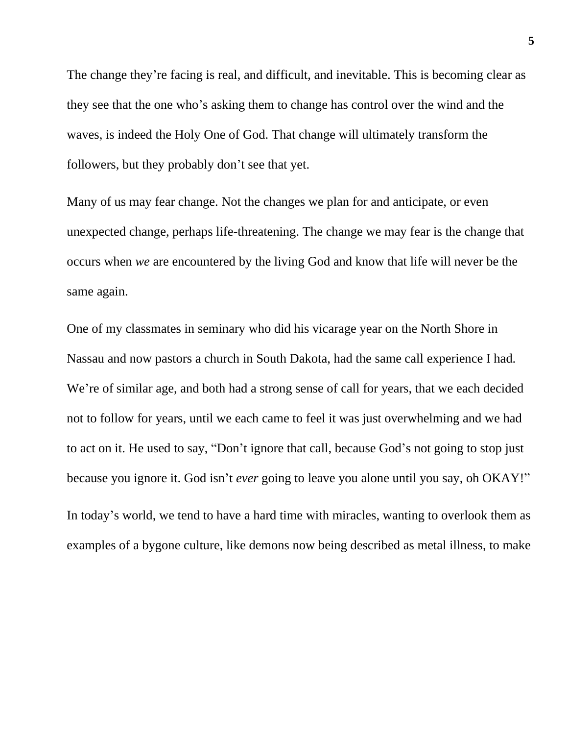The change they're facing is real, and difficult, and inevitable. This is becoming clear as they see that the one who's asking them to change has control over the wind and the waves, is indeed the Holy One of God. That change will ultimately transform the followers, but they probably don't see that yet.

Many of us may fear change. Not the changes we plan for and anticipate, or even unexpected change, perhaps life-threatening. The change we may fear is the change that occurs when *we* are encountered by the living God and know that life will never be the same again.

One of my classmates in seminary who did his vicarage year on the North Shore in Nassau and now pastors a church in South Dakota, had the same call experience I had. We're of similar age, and both had a strong sense of call for years, that we each decided not to follow for years, until we each came to feel it was just overwhelming and we had to act on it. He used to say, "Don't ignore that call, because God's not going to stop just because you ignore it. God isn't *ever* going to leave you alone until you say, oh OKAY!"

In today's world, we tend to have a hard time with miracles, wanting to overlook them as examples of a bygone culture, like demons now being described as metal illness, to make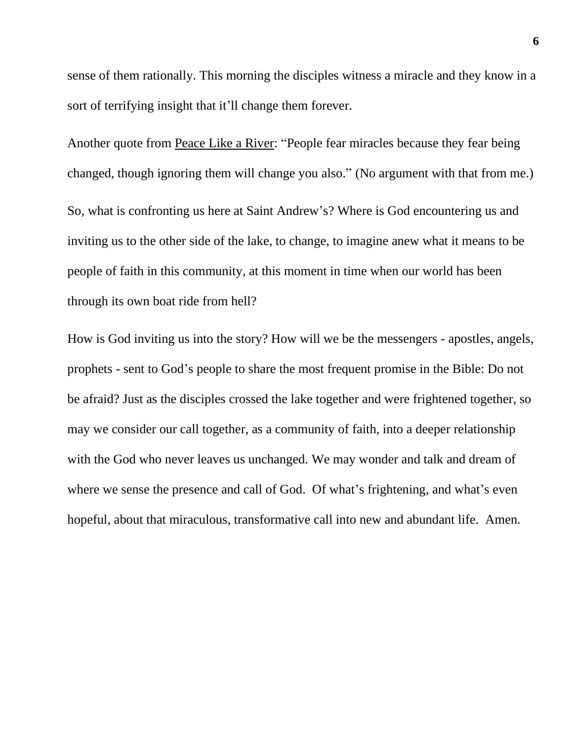sense of them rationally. This morning the disciples witness a miracle and they know in a sort of terrifying insight that it'll change them forever.

Another quote from Peace Like a River: "People fear miracles because they fear being changed, though ignoring them will change you also." (No argument with that from me.)

So, what is confronting us here at Saint Andrew's? Where is God encountering us and inviting us to the other side of the lake, to change, to imagine anew what it means to be people of faith in this community, at this moment in time when our world has been through its own boat ride from hell?

How is God inviting us into the story? How will we be the messengers - apostles, angels, prophets - sent to God's people to share the most frequent promise in the Bible: Do not be afraid? Just as the disciples crossed the lake together and were frightened together, so may we consider our call together, as a community of faith, into a deeper relationship with the God who never leaves us unchanged. We may wonder and talk and dream of where we sense the presence and call of God. Of what's frightening, and what's even hopeful, about that miraculous, transformative call into new and abundant life. Amen.